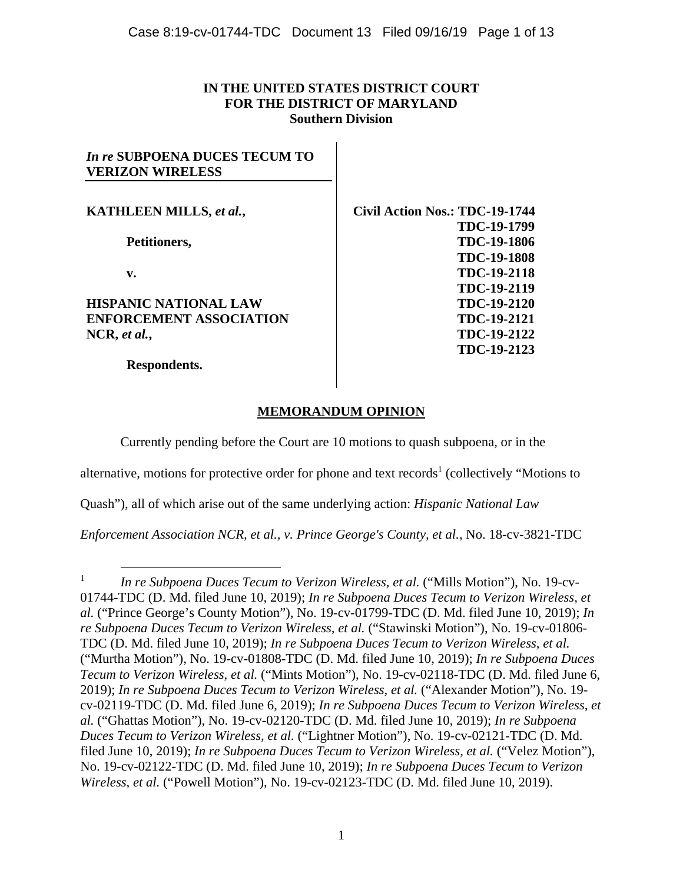**IN THE UNITED STATES DISTRICT COURT**
**FOR THE DISTRICT OF MARYLAND**
**Southern Division**

| | |
|---|---|
| ***In re* SUBPOENA DUCES TECUM TO VERIZON WIRELESS** | |
| **KATHLEEN MILLS, *et al.*,** | **Civil Action Nos.: TDC-19-1744** |
| **Petitioners,** | **TDC-19-1799** |
| | **TDC-19-1806** |
| **v.** | **TDC-19-1808** |
| | **TDC-19-2118** |
| **HISPANIC NATIONAL LAW ENFORCEMENT ASSOCIATION NCR, *et al.*,** | **TDC-19-2119** |
| | **TDC-19-2120** |
| | **TDC-19-2121** |
| **Respondents.** | **TDC-19-2122** |
| | **TDC-19-2123** |

## MEMORANDUM OPINION

Currently pending before the Court are 10 motions to quash subpoena, or in the alternative, motions for protective order for phone and text records[1] (collectively "Motions to Quash"), all of which arise out of the same underlying action: *Hispanic National Law Enforcement Association NCR, et al., v. Prince George's County, et al.*, No. 18-cv-3821-TDC

---

[1] *In re Subpoena Duces Tecum to Verizon Wireless, et al.* ("Mills Motion"), No. 19-cv-01744-TDC (D. Md. filed June 10, 2019); *In re Subpoena Duces Tecum to Verizon Wireless, et al.* ("Prince George's County Motion"), No. 19-cv-01799-TDC (D. Md. filed June 10, 2019); *In re Subpoena Duces Tecum to Verizon Wireless, et al.* ("Stawinski Motion"), No. 19-cv-01806-TDC (D. Md. filed June 10, 2019); *In re Subpoena Duces Tecum to Verizon Wireless, et al.* ("Murtha Motion"), No. 19-cv-01808-TDC (D. Md. filed June 10, 2019); *In re Subpoena Duces Tecum to Verizon Wireless, et al.* ("Mints Motion"), No. 19-cv-02118-TDC (D. Md. filed June 6, 2019); *In re Subpoena Duces Tecum to Verizon Wireless, et al.* ("Alexander Motion"), No. 19-cv-02119-TDC (D. Md. filed June 6, 2019); *In re Subpoena Duces Tecum to Verizon Wireless, et al.* ("Ghattas Motion"), No. 19-cv-02120-TDC (D. Md. filed June 10, 2019); *In re Subpoena Duces Tecum to Verizon Wireless, et al.* ("Lightner Motion"), No. 19-cv-02121-TDC (D. Md. filed June 10, 2019); *In re Subpoena Duces Tecum to Verizon Wireless, et al.* ("Velez Motion"), No. 19-cv-02122-TDC (D. Md. filed June 10, 2019); *In re Subpoena Duces Tecum to Verizon Wireless, et al.* ("Powell Motion"), No. 19-cv-02123-TDC (D. Md. filed June 10, 2019).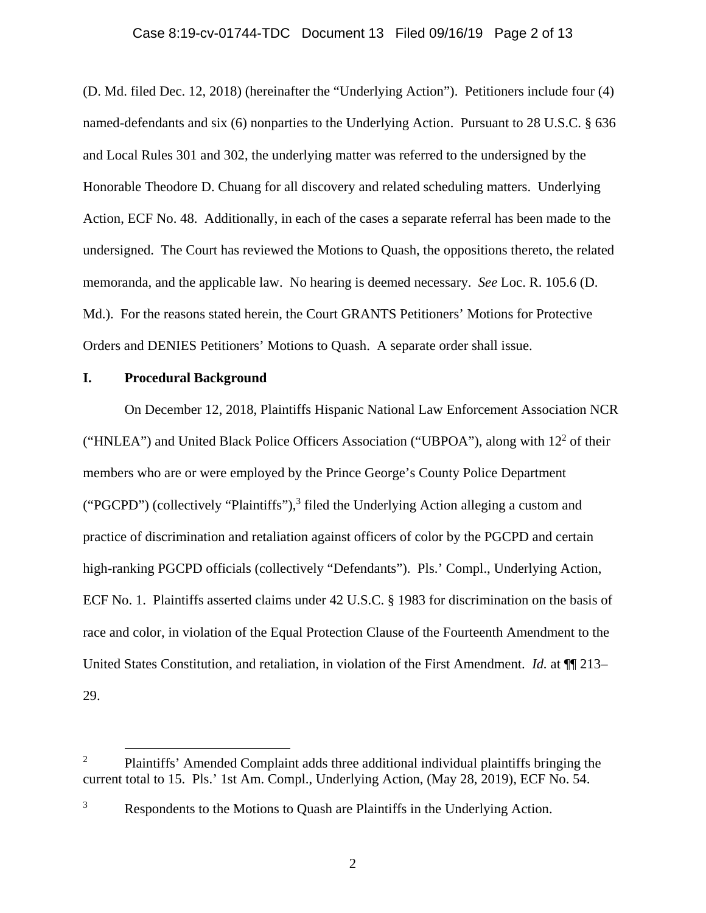(D. Md. filed Dec. 12, 2018) (hereinafter the "Underlying Action"). Petitioners include four (4) named-defendants and six (6) nonparties to the Underlying Action. Pursuant to 28 U.S.C. § 636 and Local Rules 301 and 302, the underlying matter was referred to the undersigned by the Honorable Theodore D. Chuang for all discovery and related scheduling matters. Underlying Action, ECF No. 48. Additionally, in each of the cases a separate referral has been made to the undersigned. The Court has reviewed the Motions to Quash, the oppositions thereto, the related memoranda, and the applicable law. No hearing is deemed necessary. *See* Loc. R. 105.6 (D. Md.). For the reasons stated herein, the Court GRANTS Petitioners' Motions for Protective Orders and DENIES Petitioners' Motions to Quash. A separate order shall issue.

## I. Procedural Background

On December 12, 2018, Plaintiffs Hispanic National Law Enforcement Association NCR ("HNLEA") and United Black Police Officers Association ("UBPOA"), along with 12[2] of their members who are or were employed by the Prince George's County Police Department ("PGCPD") (collectively "Plaintiffs"),[3] filed the Underlying Action alleging a custom and practice of discrimination and retaliation against officers of color by the PGCPD and certain high-ranking PGCPD officials (collectively "Defendants"). Pls.' Compl., Underlying Action, ECF No. 1. Plaintiffs asserted claims under 42 U.S.C. § 1983 for discrimination on the basis of race and color, in violation of the Equal Protection Clause of the Fourteenth Amendment to the United States Constitution, and retaliation, in violation of the First Amendment. *Id.* at ¶¶ 213–29.

---

[2] Plaintiffs' Amended Complaint adds three additional individual plaintiffs bringing the current total to 15. Pls.' 1st Am. Compl., Underlying Action, (May 28, 2019), ECF No. 54.

[3] Respondents to the Motions to Quash are Plaintiffs in the Underlying Action.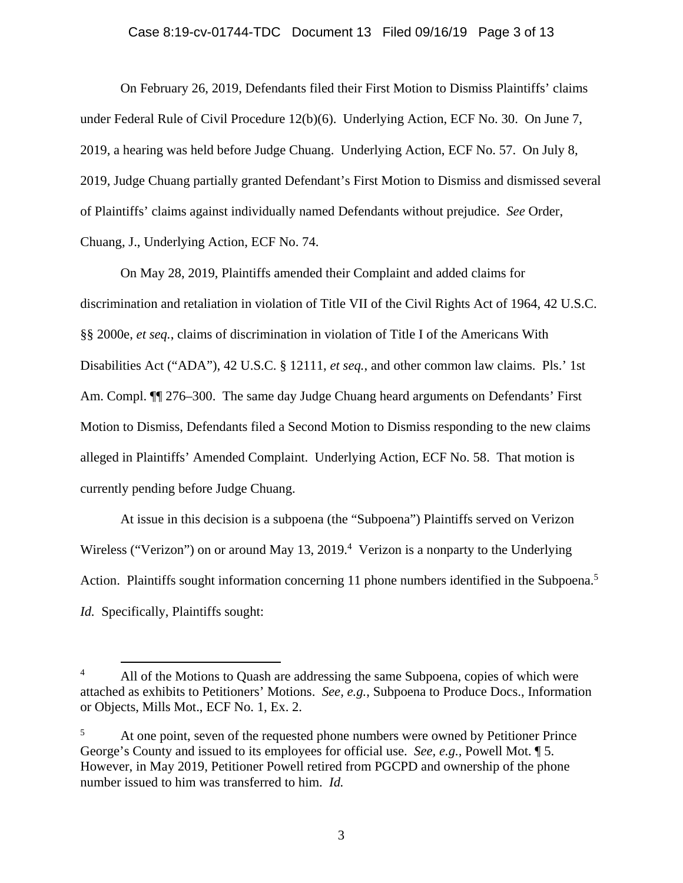On February 26, 2019, Defendants filed their First Motion to Dismiss Plaintiffs' claims under Federal Rule of Civil Procedure 12(b)(6). Underlying Action, ECF No. 30. On June 7, 2019, a hearing was held before Judge Chuang. Underlying Action, ECF No. 57. On July 8, 2019, Judge Chuang partially granted Defendant's First Motion to Dismiss and dismissed several of Plaintiffs' claims against individually named Defendants without prejudice. *See* Order, Chuang, J., Underlying Action, ECF No. 74.

On May 28, 2019, Plaintiffs amended their Complaint and added claims for discrimination and retaliation in violation of Title VII of the Civil Rights Act of 1964, 42 U.S.C. §§ 2000e, *et seq.*, claims of discrimination in violation of Title I of the Americans With Disabilities Act ("ADA"), 42 U.S.C. § 12111, *et seq.*, and other common law claims. Pls.' 1st Am. Compl. ¶¶ 276–300. The same day Judge Chuang heard arguments on Defendants' First Motion to Dismiss, Defendants filed a Second Motion to Dismiss responding to the new claims alleged in Plaintiffs' Amended Complaint. Underlying Action, ECF No. 58. That motion is currently pending before Judge Chuang.

At issue in this decision is a subpoena (the "Subpoena") Plaintiffs served on Verizon Wireless ("Verizon") on or around May 13, 2019.[4] Verizon is a nonparty to the Underlying Action. Plaintiffs sought information concerning 11 phone numbers identified in the Subpoena.[5] *Id.* Specifically, Plaintiffs sought:

---

[4] All of the Motions to Quash are addressing the same Subpoena, copies of which were attached as exhibits to Petitioners' Motions. *See, e.g.*, Subpoena to Produce Docs., Information or Objects, Mills Mot., ECF No. 1, Ex. 2.

[5] At one point, seven of the requested phone numbers were owned by Petitioner Prince George's County and issued to its employees for official use. *See, e.g.*, Powell Mot. ¶ 5. However, in May 2019, Petitioner Powell retired from PGCPD and ownership of the phone number issued to him was transferred to him. *Id.*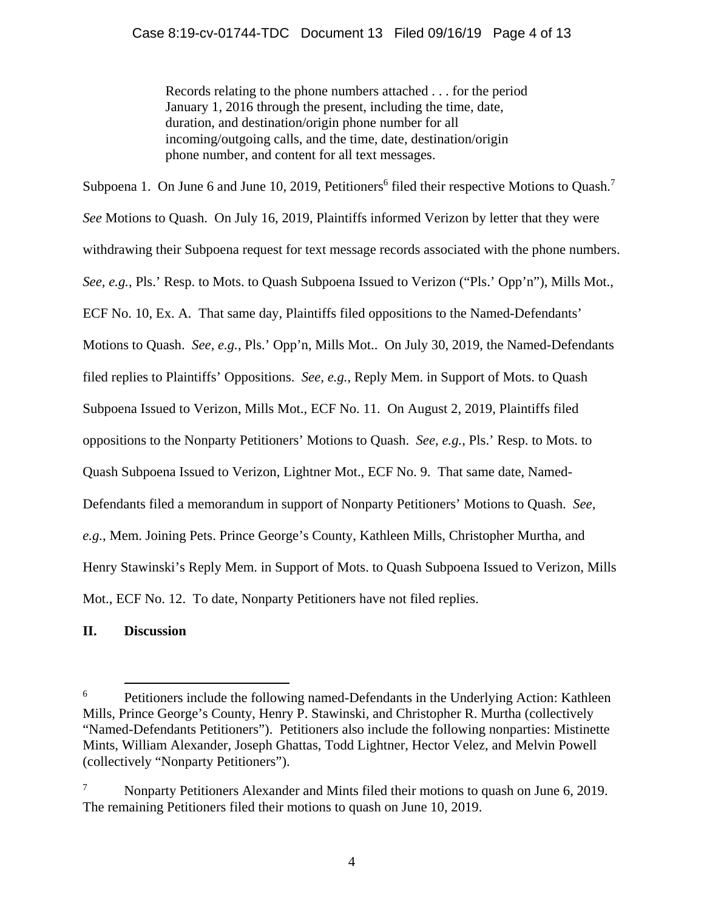> Records relating to the phone numbers attached . . . for the period January 1, 2016 through the present, including the time, date, duration, and destination/origin phone number for all incoming/outgoing calls, and the time, date, destination/origin phone number, and content for all text messages.

Subpoena 1. On June 6 and June 10, 2019, Petitioners[6] filed their respective Motions to Quash.[7] *See* Motions to Quash. On July 16, 2019, Plaintiffs informed Verizon by letter that they were withdrawing their Subpoena request for text message records associated with the phone numbers. *See, e.g.*, Pls.' Resp. to Mots. to Quash Subpoena Issued to Verizon ("Pls.' Opp'n"), Mills Mot., ECF No. 10, Ex. A. That same day, Plaintiffs filed oppositions to the Named-Defendants' Motions to Quash. *See, e.g.*, Pls.' Opp'n, Mills Mot.. On July 30, 2019, the Named-Defendants filed replies to Plaintiffs' Oppositions. *See, e.g.*, Reply Mem. in Support of Mots. to Quash Subpoena Issued to Verizon, Mills Mot., ECF No. 11. On August 2, 2019, Plaintiffs filed oppositions to the Nonparty Petitioners' Motions to Quash. *See, e.g.*, Pls.' Resp. to Mots. to Quash Subpoena Issued to Verizon, Lightner Mot., ECF No. 9. That same date, Named-Defendants filed a memorandum in support of Nonparty Petitioners' Motions to Quash. *See, e.g.*, Mem. Joining Pets. Prince George's County, Kathleen Mills, Christopher Murtha, and Henry Stawinski's Reply Mem. in Support of Mots. to Quash Subpoena Issued to Verizon, Mills Mot., ECF No. 12. To date, Nonparty Petitioners have not filed replies.

## II. Discussion

---

[6] Petitioners include the following named-Defendants in the Underlying Action: Kathleen Mills, Prince George's County, Henry P. Stawinski, and Christopher R. Murtha (collectively "Named-Defendants Petitioners"). Petitioners also include the following nonparties: Mistinette Mints, William Alexander, Joseph Ghattas, Todd Lightner, Hector Velez, and Melvin Powell (collectively "Nonparty Petitioners").

[7] Nonparty Petitioners Alexander and Mints filed their motions to quash on June 6, 2019. The remaining Petitioners filed their motions to quash on June 10, 2019.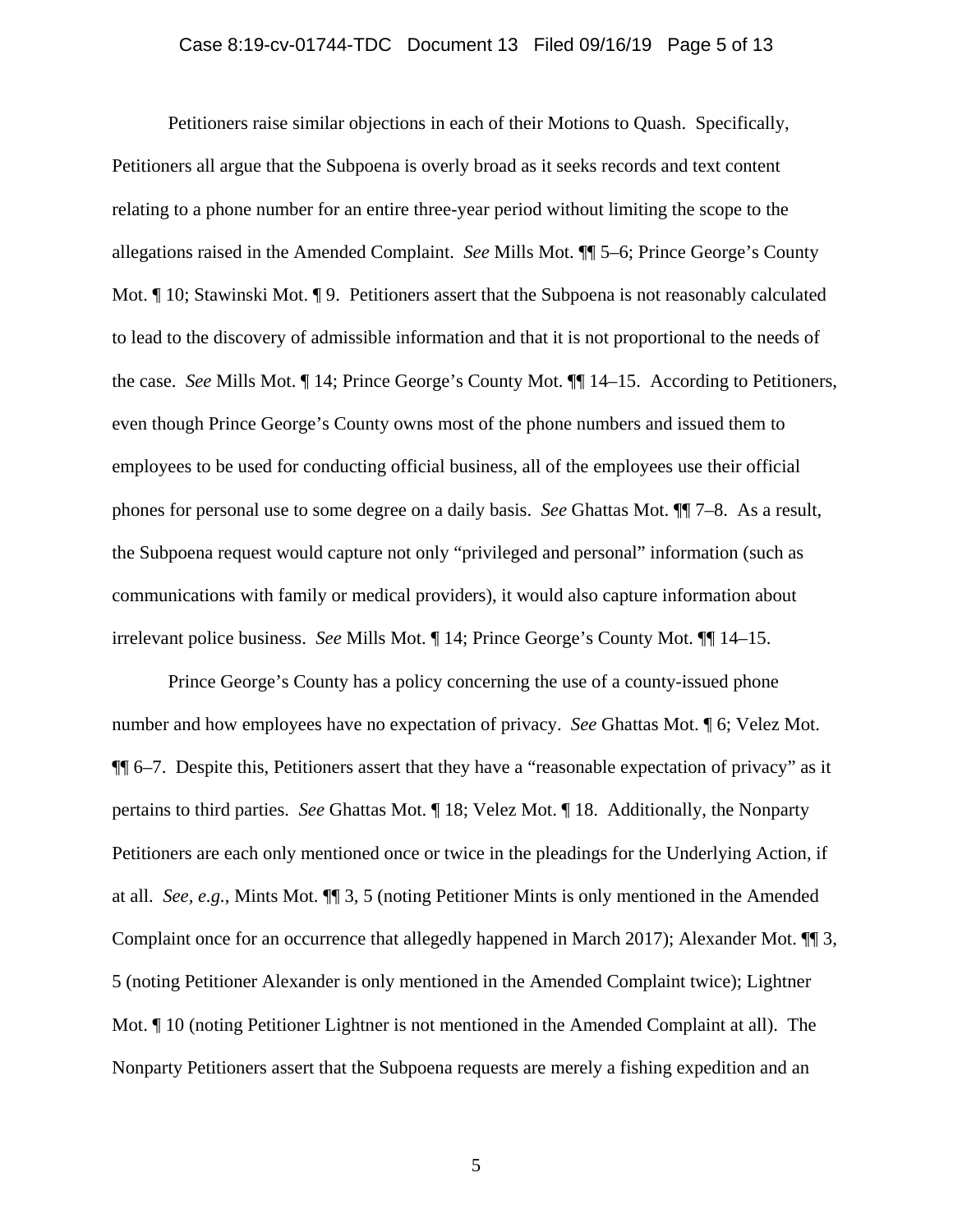Petitioners raise similar objections in each of their Motions to Quash. Specifically, Petitioners all argue that the Subpoena is overly broad as it seeks records and text content relating to a phone number for an entire three-year period without limiting the scope to the allegations raised in the Amended Complaint. *See* Mills Mot. ¶¶ 5–6; Prince George's County Mot. ¶ 10; Stawinski Mot. ¶ 9. Petitioners assert that the Subpoena is not reasonably calculated to lead to the discovery of admissible information and that it is not proportional to the needs of the case. *See* Mills Mot. ¶ 14; Prince George's County Mot. ¶¶ 14–15. According to Petitioners, even though Prince George's County owns most of the phone numbers and issued them to employees to be used for conducting official business, all of the employees use their official phones for personal use to some degree on a daily basis. *See* Ghattas Mot. ¶¶ 7–8. As a result, the Subpoena request would capture not only "privileged and personal" information (such as communications with family or medical providers), it would also capture information about irrelevant police business. *See* Mills Mot. ¶ 14; Prince George's County Mot. ¶¶ 14–15.

Prince George's County has a policy concerning the use of a county-issued phone number and how employees have no expectation of privacy. *See* Ghattas Mot. ¶ 6; Velez Mot. ¶¶ 6–7. Despite this, Petitioners assert that they have a "reasonable expectation of privacy" as it pertains to third parties. *See* Ghattas Mot. ¶ 18; Velez Mot. ¶ 18. Additionally, the Nonparty Petitioners are each only mentioned once or twice in the pleadings for the Underlying Action, if at all. *See, e.g.*, Mints Mot. ¶¶ 3, 5 (noting Petitioner Mints is only mentioned in the Amended Complaint once for an occurrence that allegedly happened in March 2017); Alexander Mot. ¶¶ 3, 5 (noting Petitioner Alexander is only mentioned in the Amended Complaint twice); Lightner Mot. ¶ 10 (noting Petitioner Lightner is not mentioned in the Amended Complaint at all). The Nonparty Petitioners assert that the Subpoena requests are merely a fishing expedition and an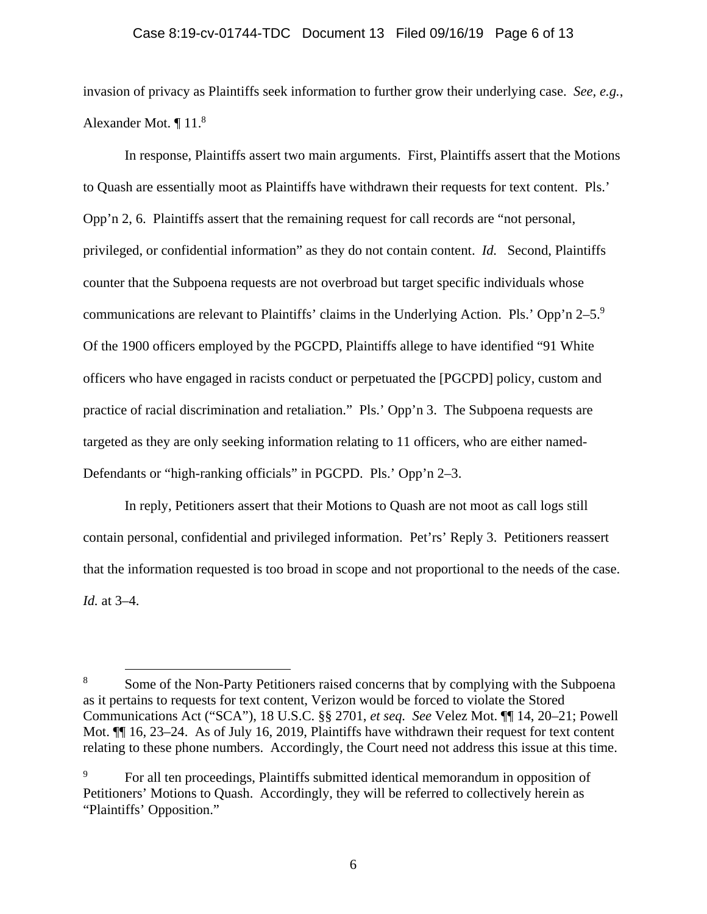invasion of privacy as Plaintiffs seek information to further grow their underlying case. *See, e.g.*, Alexander Mot. ¶ 11.[8]

In response, Plaintiffs assert two main arguments. First, Plaintiffs assert that the Motions to Quash are essentially moot as Plaintiffs have withdrawn their requests for text content. Pls.' Opp'n 2, 6. Plaintiffs assert that the remaining request for call records are "not personal, privileged, or confidential information" as they do not contain content. *Id.* Second, Plaintiffs counter that the Subpoena requests are not overbroad but target specific individuals whose communications are relevant to Plaintiffs' claims in the Underlying Action. Pls.' Opp'n 2–5.[9] Of the 1900 officers employed by the PGCPD, Plaintiffs allege to have identified "91 White officers who have engaged in racists conduct or perpetuated the [PGCPD] policy, custom and practice of racial discrimination and retaliation." Pls.' Opp'n 3. The Subpoena requests are targeted as they are only seeking information relating to 11 officers, who are either named-Defendants or "high-ranking officials" in PGCPD. Pls.' Opp'n 2–3.

In reply, Petitioners assert that their Motions to Quash are not moot as call logs still contain personal, confidential and privileged information. Pet'rs' Reply 3. Petitioners reassert that the information requested is too broad in scope and not proportional to the needs of the case. *Id.* at 3–4.

---

[8] Some of the Non-Party Petitioners raised concerns that by complying with the Subpoena as it pertains to requests for text content, Verizon would be forced to violate the Stored Communications Act ("SCA"), 18 U.S.C. §§ 2701, *et seq.* *See* Velez Mot. ¶¶ 14, 20–21; Powell Mot. ¶¶ 16, 23–24. As of July 16, 2019, Plaintiffs have withdrawn their request for text content relating to these phone numbers. Accordingly, the Court need not address this issue at this time.

[9] For all ten proceedings, Plaintiffs submitted identical memorandum in opposition of Petitioners' Motions to Quash. Accordingly, they will be referred to collectively herein as "Plaintiffs' Opposition."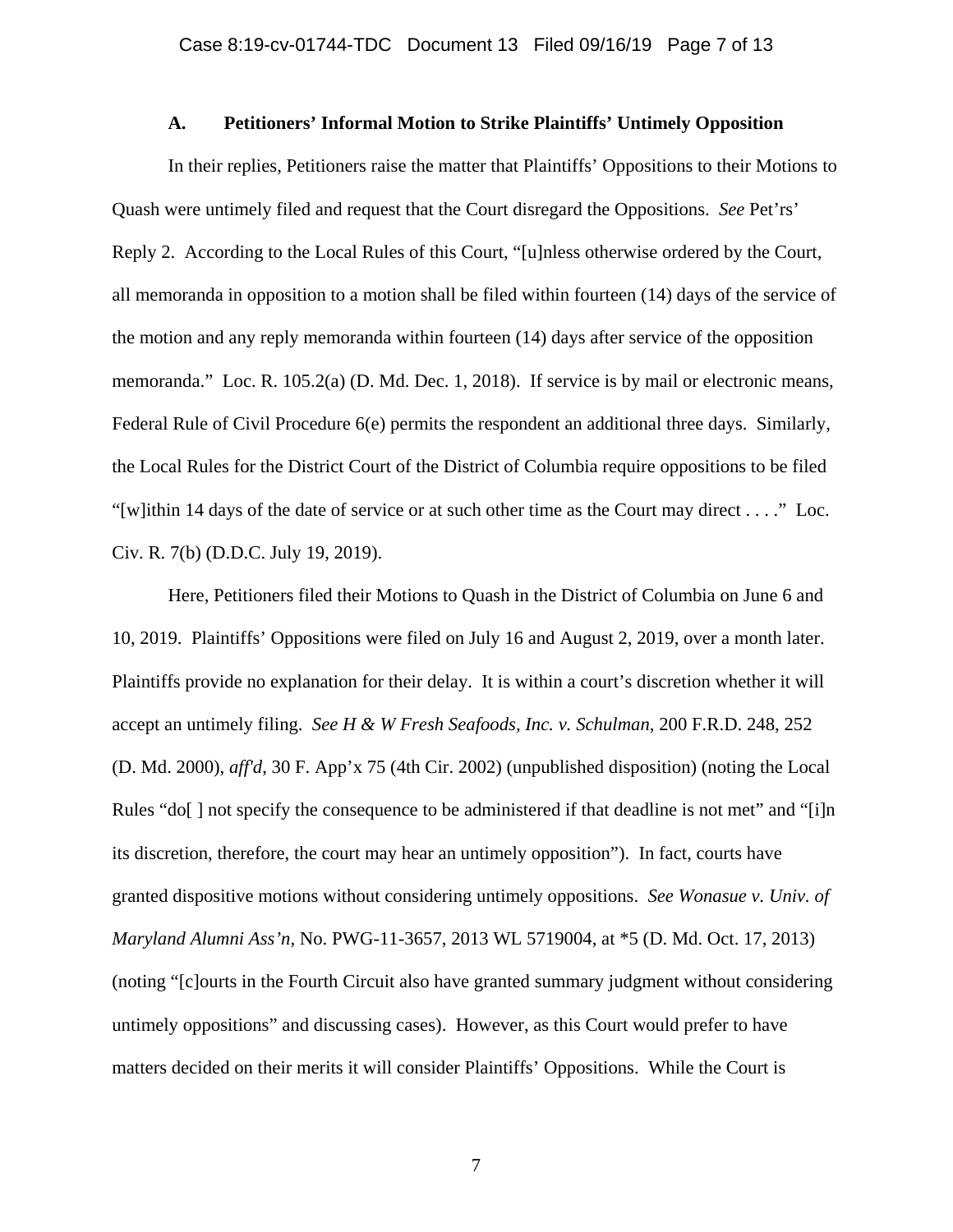### A. Petitioners' Informal Motion to Strike Plaintiffs' Untimely Opposition

In their replies, Petitioners raise the matter that Plaintiffs' Oppositions to their Motions to Quash were untimely filed and request that the Court disregard the Oppositions. *See* Pet'rs' Reply 2. According to the Local Rules of this Court, "[u]nless otherwise ordered by the Court, all memoranda in opposition to a motion shall be filed within fourteen (14) days of the service of the motion and any reply memoranda within fourteen (14) days after service of the opposition memoranda." Loc. R. 105.2(a) (D. Md. Dec. 1, 2018). If service is by mail or electronic means, Federal Rule of Civil Procedure 6(e) permits the respondent an additional three days. Similarly, the Local Rules for the District Court of the District of Columbia require oppositions to be filed "[w]ithin 14 days of the date of service or at such other time as the Court may direct . . . ." Loc. Civ. R. 7(b) (D.D.C. July 19, 2019).

Here, Petitioners filed their Motions to Quash in the District of Columbia on June 6 and 10, 2019. Plaintiffs' Oppositions were filed on July 16 and August 2, 2019, over a month later. Plaintiffs provide no explanation for their delay. It is within a court's discretion whether it will accept an untimely filing. *See H & W Fresh Seafoods, Inc. v. Schulman*, 200 F.R.D. 248, 252 (D. Md. 2000), *aff'd*, 30 F. App'x 75 (4th Cir. 2002) (unpublished disposition) (noting the Local Rules "do[ ] not specify the consequence to be administered if that deadline is not met" and "[i]n its discretion, therefore, the court may hear an untimely opposition"). In fact, courts have granted dispositive motions without considering untimely oppositions. *See Wonasue v. Univ. of Maryland Alumni Ass'n*, No. PWG-11-3657, 2013 WL 5719004, at *5 (D. Md. Oct. 17, 2013) (noting "[c]ourts in the Fourth Circuit also have granted summary judgment without considering untimely oppositions" and discussing cases). However, as this Court would prefer to have matters decided on their merits it will consider Plaintiffs' Oppositions. While the Court is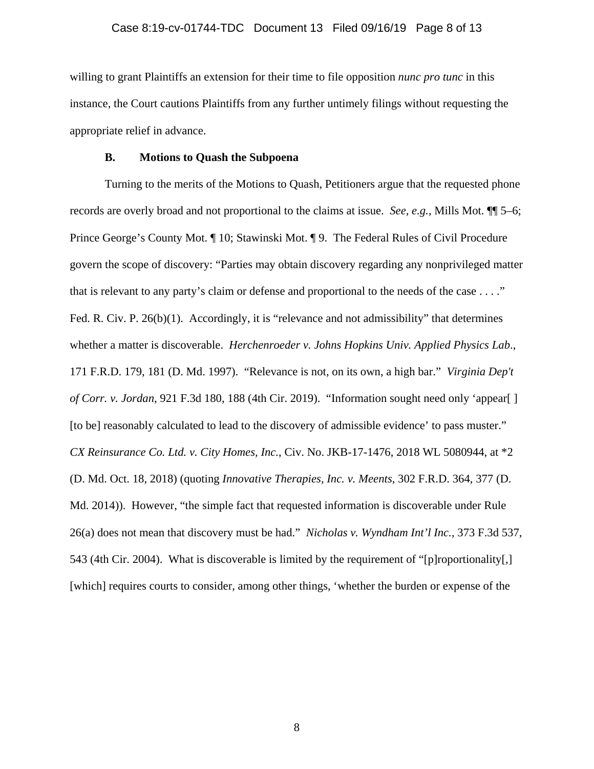willing to grant Plaintiffs an extension for their time to file opposition *nunc pro tunc* in this instance, the Court cautions Plaintiffs from any further untimely filings without requesting the appropriate relief in advance.

### B. Motions to Quash the Subpoena

Turning to the merits of the Motions to Quash, Petitioners argue that the requested phone records are overly broad and not proportional to the claims at issue. *See, e.g.*, Mills Mot. ¶¶ 5–6; Prince George's County Mot. ¶ 10; Stawinski Mot. ¶ 9. The Federal Rules of Civil Procedure govern the scope of discovery: "Parties may obtain discovery regarding any nonprivileged matter that is relevant to any party's claim or defense and proportional to the needs of the case . . . ." Fed. R. Civ. P. 26(b)(1). Accordingly, it is "relevance and not admissibility" that determines whether a matter is discoverable. *Herchenroeder v. Johns Hopkins Univ. Applied Physics Lab*., 171 F.R.D. 179, 181 (D. Md. 1997). "Relevance is not, on its own, a high bar." *Virginia Dep't of Corr. v. Jordan*, 921 F.3d 180, 188 (4th Cir. 2019). "Information sought need only 'appear[ ] [to be] reasonably calculated to lead to the discovery of admissible evidence' to pass muster." *CX Reinsurance Co. Ltd. v. City Homes, Inc.*, Civ. No. JKB-17-1476, 2018 WL 5080944, at *2 (D. Md. Oct. 18, 2018) (quoting *Innovative Therapies, Inc. v. Meents*, 302 F.R.D. 364, 377 (D. Md. 2014)). However, "the simple fact that requested information is discoverable under Rule 26(a) does not mean that discovery must be had." *Nicholas v. Wyndham Int'l Inc.*, 373 F.3d 537, 543 (4th Cir. 2004). What is discoverable is limited by the requirement of "[p]roportionality[,] [which] requires courts to consider, among other things, 'whether the burden or expense of the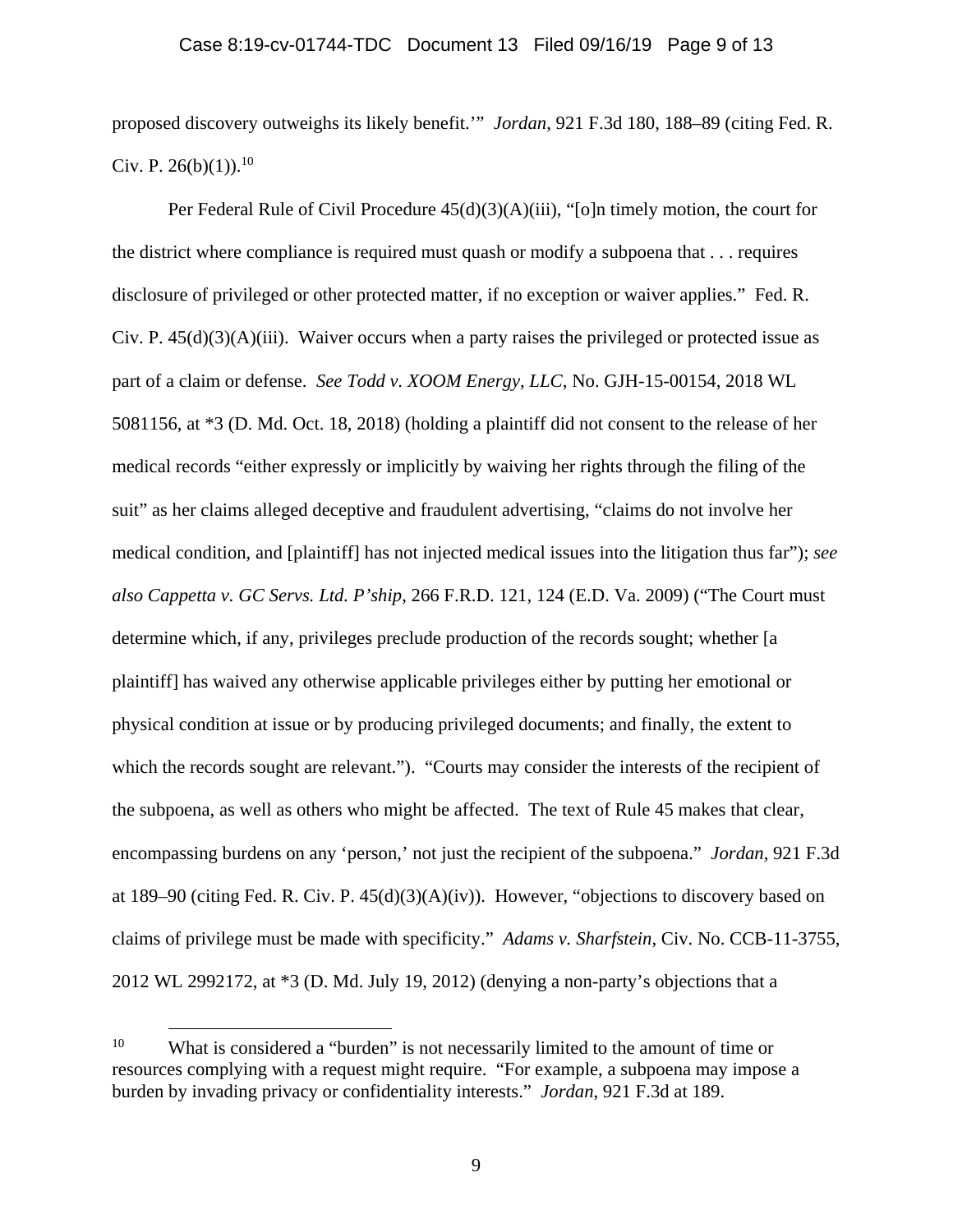proposed discovery outweighs its likely benefit.'" *Jordan*, 921 F.3d 180, 188–89 (citing Fed. R. Civ. P. 26(b)(1)).[10]

Per Federal Rule of Civil Procedure 45(d)(3)(A)(iii), "[o]n timely motion, the court for the district where compliance is required must quash or modify a subpoena that . . . requires disclosure of privileged or other protected matter, if no exception or waiver applies." Fed. R. Civ. P. 45(d)(3)(A)(iii). Waiver occurs when a party raises the privileged or protected issue as part of a claim or defense. *See Todd v. XOOM Energy, LLC*, No. GJH-15-00154, 2018 WL 5081156, at *3 (D. Md. Oct. 18, 2018) (holding a plaintiff did not consent to the release of her medical records "either expressly or implicitly by waiving her rights through the filing of the suit" as her claims alleged deceptive and fraudulent advertising, "claims do not involve her medical condition, and [plaintiff] has not injected medical issues into the litigation thus far"); *see also Cappetta v. GC Servs. Ltd. P'ship*, 266 F.R.D. 121, 124 (E.D. Va. 2009) ("The Court must determine which, if any, privileges preclude production of the records sought; whether [a plaintiff] has waived any otherwise applicable privileges either by putting her emotional or physical condition at issue or by producing privileged documents; and finally, the extent to which the records sought are relevant."). "Courts may consider the interests of the recipient of the subpoena, as well as others who might be affected. The text of Rule 45 makes that clear, encompassing burdens on any 'person,' not just the recipient of the subpoena." *Jordan*, 921 F.3d at 189–90 (citing Fed. R. Civ. P. 45(d)(3)(A)(iv)). However, "objections to discovery based on claims of privilege must be made with specificity." *Adams v. Sharfstein*, Civ. No. CCB-11-3755, 2012 WL 2992172, at *3 (D. Md. July 19, 2012) (denying a non-party's objections that a

---

[10] What is considered a "burden" is not necessarily limited to the amount of time or resources complying with a request might require. "For example, a subpoena may impose a burden by invading privacy or confidentiality interests." *Jordan*, 921 F.3d at 189.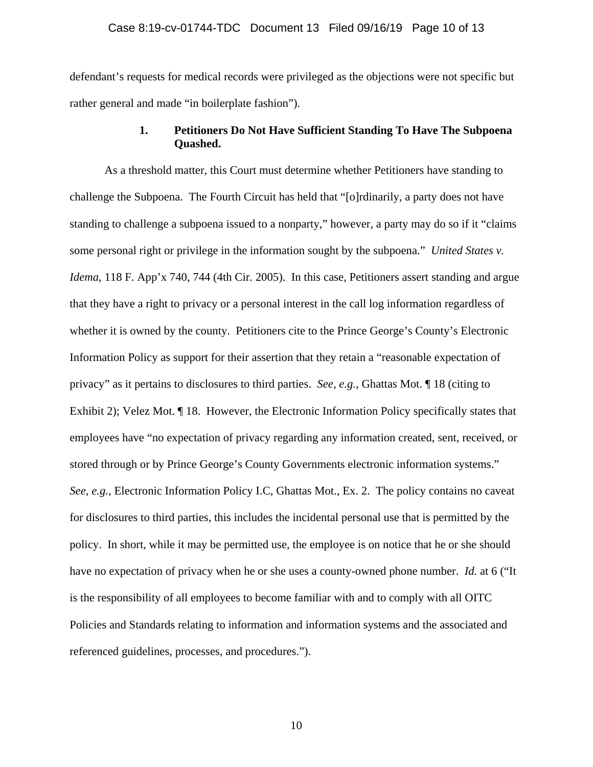defendant's requests for medical records were privileged as the objections were not specific but rather general and made "in boilerplate fashion").

### 1. Petitioners Do Not Have Sufficient Standing To Have The Subpoena Quashed.

As a threshold matter, this Court must determine whether Petitioners have standing to challenge the Subpoena. The Fourth Circuit has held that "[o]rdinarily, a party does not have standing to challenge a subpoena issued to a nonparty," however, a party may do so if it "claims some personal right or privilege in the information sought by the subpoena." *United States v. Idema*, 118 F. App'x 740, 744 (4th Cir. 2005). In this case, Petitioners assert standing and argue that they have a right to privacy or a personal interest in the call log information regardless of whether it is owned by the county. Petitioners cite to the Prince George's County's Electronic Information Policy as support for their assertion that they retain a "reasonable expectation of privacy" as it pertains to disclosures to third parties. *See, e.g.*, Ghattas Mot. ¶ 18 (citing to Exhibit 2); Velez Mot. ¶ 18. However, the Electronic Information Policy specifically states that employees have "no expectation of privacy regarding any information created, sent, received, or stored through or by Prince George's County Governments electronic information systems." *See, e.g.*, Electronic Information Policy I.C, Ghattas Mot., Ex. 2. The policy contains no caveat for disclosures to third parties, this includes the incidental personal use that is permitted by the policy. In short, while it may be permitted use, the employee is on notice that he or she should have no expectation of privacy when he or she uses a county-owned phone number. *Id.* at 6 ("It is the responsibility of all employees to become familiar with and to comply with all OITC Policies and Standards relating to information and information systems and the associated and referenced guidelines, processes, and procedures.").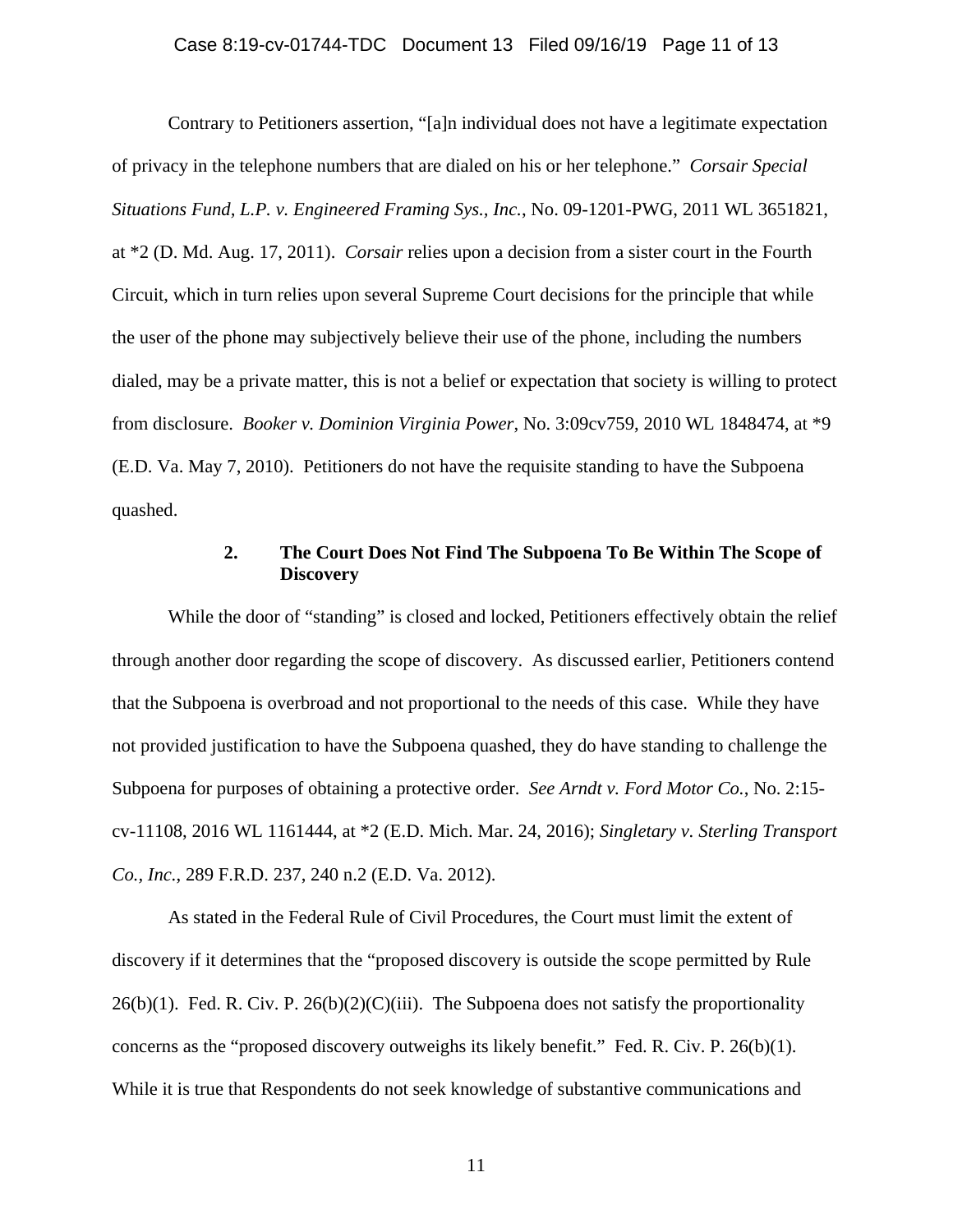Contrary to Petitioners assertion, "[a]n individual does not have a legitimate expectation of privacy in the telephone numbers that are dialed on his or her telephone." *Corsair Special Situations Fund, L.P. v. Engineered Framing Sys., Inc.*, No. 09-1201-PWG, 2011 WL 3651821, at *2 (D. Md. Aug. 17, 2011). *Corsair* relies upon a decision from a sister court in the Fourth Circuit, which in turn relies upon several Supreme Court decisions for the principle that while the user of the phone may subjectively believe their use of the phone, including the numbers dialed, may be a private matter, this is not a belief or expectation that society is willing to protect from disclosure. *Booker v. Dominion Virginia Power*, No. 3:09cv759, 2010 WL 1848474, at *9 (E.D. Va. May 7, 2010). Petitioners do not have the requisite standing to have the Subpoena quashed.

**2. The Court Does Not Find The Subpoena To Be Within The Scope of Discovery**

While the door of "standing" is closed and locked, Petitioners effectively obtain the relief through another door regarding the scope of discovery. As discussed earlier, Petitioners contend that the Subpoena is overbroad and not proportional to the needs of this case. While they have not provided justification to have the Subpoena quashed, they do have standing to challenge the Subpoena for purposes of obtaining a protective order. *See Arndt v. Ford Motor Co.*, No. 2:15-cv-11108, 2016 WL 1161444, at *2 (E.D. Mich. Mar. 24, 2016); *Singletary v. Sterling Transport Co., Inc.*, 289 F.R.D. 237, 240 n.2 (E.D. Va. 2012).

As stated in the Federal Rule of Civil Procedures, the Court must limit the extent of discovery if it determines that the "proposed discovery is outside the scope permitted by Rule 26(b)(1). Fed. R. Civ. P. 26(b)(2)(C)(iii). The Subpoena does not satisfy the proportionality concerns as the "proposed discovery outweighs its likely benefit." Fed. R. Civ. P. 26(b)(1). While it is true that Respondents do not seek knowledge of substantive communications and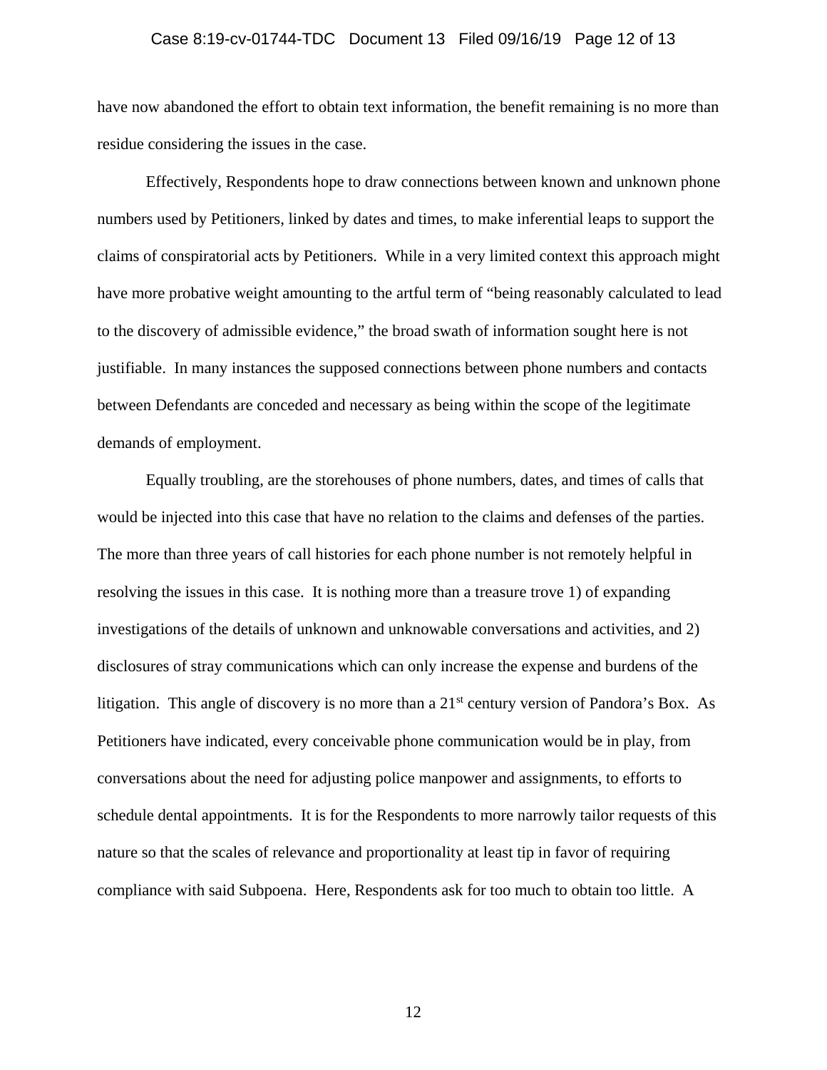have now abandoned the effort to obtain text information, the benefit remaining is no more than residue considering the issues in the case.

Effectively, Respondents hope to draw connections between known and unknown phone numbers used by Petitioners, linked by dates and times, to make inferential leaps to support the claims of conspiratorial acts by Petitioners. While in a very limited context this approach might have more probative weight amounting to the artful term of "being reasonably calculated to lead to the discovery of admissible evidence," the broad swath of information sought here is not justifiable. In many instances the supposed connections between phone numbers and contacts between Defendants are conceded and necessary as being within the scope of the legitimate demands of employment.

Equally troubling, are the storehouses of phone numbers, dates, and times of calls that would be injected into this case that have no relation to the claims and defenses of the parties. The more than three years of call histories for each phone number is not remotely helpful in resolving the issues in this case. It is nothing more than a treasure trove 1) of expanding investigations of the details of unknown and unknowable conversations and activities, and 2) disclosures of stray communications which can only increase the expense and burdens of the litigation. This angle of discovery is no more than a 21st century version of Pandora's Box. As Petitioners have indicated, every conceivable phone communication would be in play, from conversations about the need for adjusting police manpower and assignments, to efforts to schedule dental appointments. It is for the Respondents to more narrowly tailor requests of this nature so that the scales of relevance and proportionality at least tip in favor of requiring compliance with said Subpoena. Here, Respondents ask for too much to obtain too little. A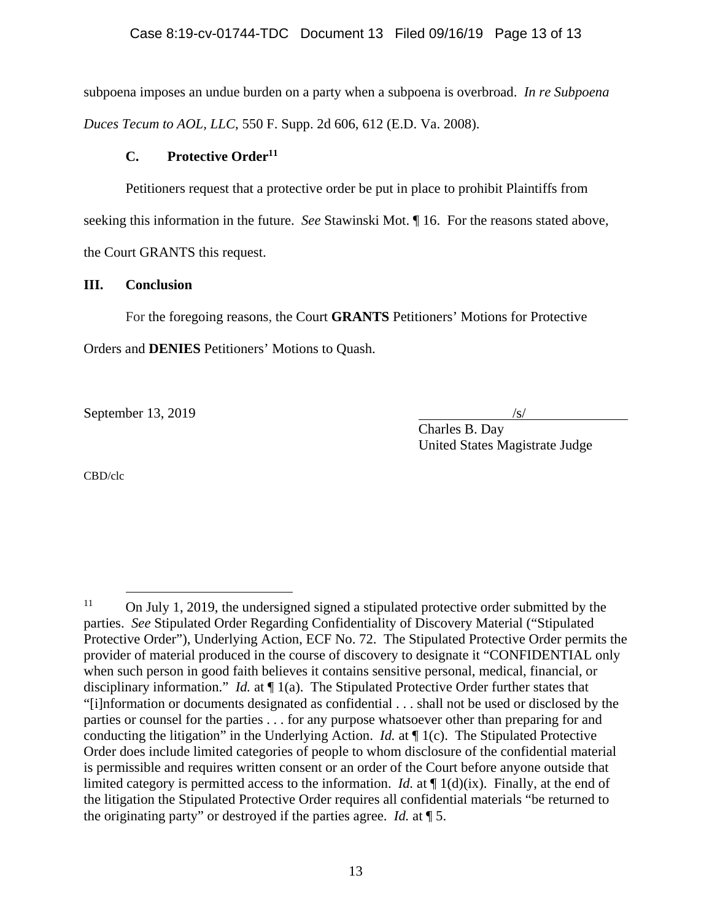subpoena imposes an undue burden on a party when a subpoena is overbroad. *In re Subpoena Duces Tecum to AOL, LLC*, 550 F. Supp. 2d 606, 612 (E.D. Va. 2008).

### C. Protective Order[11]

Petitioners request that a protective order be put in place to prohibit Plaintiffs from seeking this information in the future. *See* Stawinski Mot. ¶ 16. For the reasons stated above, the Court GRANTS this request.

## III. Conclusion

For the foregoing reasons, the Court **GRANTS** Petitioners' Motions for Protective Orders and **DENIES** Petitioners' Motions to Quash.

September 13, 2019

/s/
Charles B. Day
United States Magistrate Judge

CBD/clc

---

[11] On July 1, 2019, the undersigned signed a stipulated protective order submitted by the parties. *See* Stipulated Order Regarding Confidentiality of Discovery Material ("Stipulated Protective Order"), Underlying Action, ECF No. 72. The Stipulated Protective Order permits the provider of material produced in the course of discovery to designate it "CONFIDENTIAL only when such person in good faith believes it contains sensitive personal, medical, financial, or disciplinary information." *Id.* at ¶ 1(a). The Stipulated Protective Order further states that "[i]nformation or documents designated as confidential . . . shall not be used or disclosed by the parties or counsel for the parties . . . for any purpose whatsoever other than preparing for and conducting the litigation" in the Underlying Action. *Id.* at ¶ 1(c). The Stipulated Protective Order does include limited categories of people to whom disclosure of the confidential material is permissible and requires written consent or an order of the Court before anyone outside that limited category is permitted access to the information. *Id.* at ¶ 1(d)(ix). Finally, at the end of the litigation the Stipulated Protective Order requires all confidential materials "be returned to the originating party" or destroyed if the parties agree. *Id.* at ¶ 5.